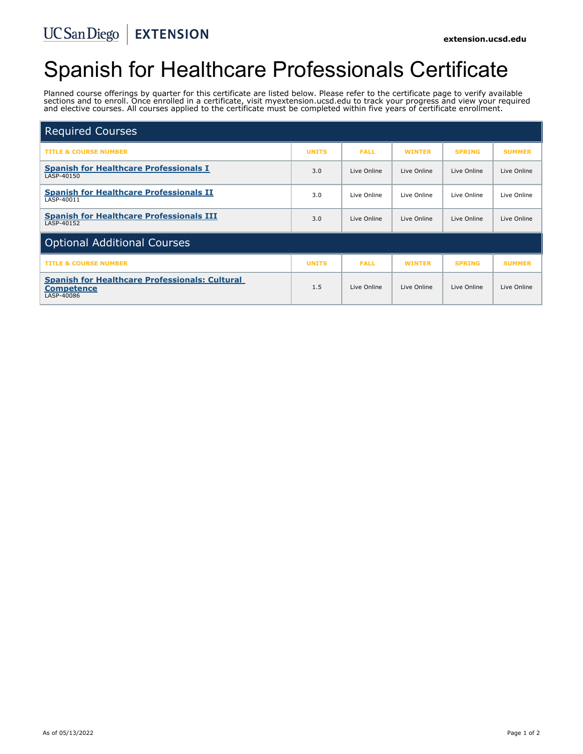UC San Diego | EXTENSION

extension.ucsd.edu

# Spanish for Healthcare Professionals Certificate

Planned course offerings by quarter for this certificate are listed below. Please refer to the certificate page to verify available sections and to enroll. Once enrolled in a certificate, visit myextension.ucsd.edu to track your progress and view your required and elective courses. All courses applied to the certificate must be completed within five years of certificate enrollment.

## Required Courses

| TITLE & COURSE NUMBER | UNITS | FALL | WINTER | SPRING | SUMMER |
|---|---|---|---|---|---|
| **Spanish for Healthcare Professionals I** LASP-40150 | 3.0 | Live Online | Live Online | Live Online | Live Online |
| **Spanish for Healthcare Professionals II** LASP-40011 | 3.0 | Live Online | Live Online | Live Online | Live Online |
| **Spanish for Healthcare Professionals III** LASP-40152 | 3.0 | Live Online | Live Online | Live Online | Live Online |

## Optional Additional Courses

| TITLE & COURSE NUMBER | UNITS | FALL | WINTER | SPRING | SUMMER |
|---|---|---|---|---|---|
| **Spanish for Healthcare Professionals: Cultural Competence** LASP-40086 | 1.5 | Live Online | Live Online | Live Online | Live Online |

As of 05/13/2022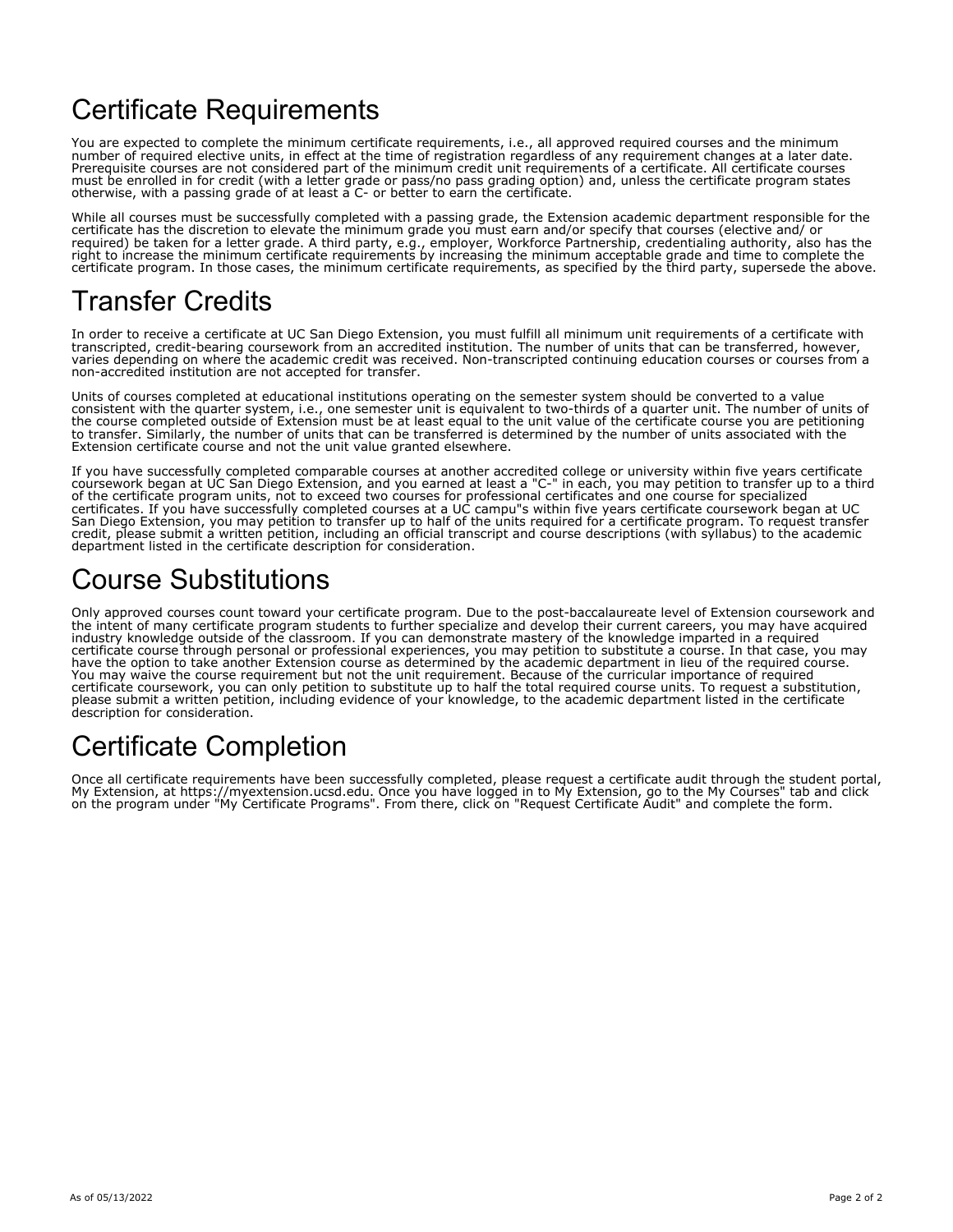# Certificate Requirements

You are expected to complete the minimum certificate requirements, i.e., all approved required courses and the minimum number of required elective units, in effect at the time of registration regardless of any requirement changes at a later date. Prerequisite courses are not considered part of the minimum credit unit requirements of a certificate. All certificate courses must be enrolled in for credit (with a letter grade or pass/no pass grading option) and, unless the certificate program states otherwise, with a passing grade of at least a C- or better to earn the certificate.

While all courses must be successfully completed with a passing grade, the Extension academic department responsible for the certificate has the discretion to elevate the minimum grade you must earn and/or specify that courses (elective and/ or required) be taken for a letter grade. A third party, e.g., employer, Workforce Partnership, credentialing authority, also has the right to increase the minimum certificate requirements by increasing the minimum acceptable grade and time to complete the certificate program. In those cases, the minimum certificate requirements, as specified by the third party, supersede the above.

# Transfer Credits

In order to receive a certificate at UC San Diego Extension, you must fulfill all minimum unit requirements of a certificate with transcripted, credit-bearing coursework from an accredited institution. The number of units that can be transferred, however, varies depending on where the academic credit was received. Non-transcripted continuing education courses or courses from a non-accredited institution are not accepted for transfer.

Units of courses completed at educational institutions operating on the semester system should be converted to a value consistent with the quarter system, i.e., one semester unit is equivalent to two-thirds of a quarter unit. The number of units of the course completed outside of Extension must be at least equal to the unit value of the certificate course you are petitioning to transfer. Similarly, the number of units that can be transferred is determined by the number of units associated with the Extension certificate course and not the unit value granted elsewhere.

If you have successfully completed comparable courses at another accredited college or university within five years certificate coursework began at UC San Diego Extension, and you earned at least a "C-" in each, you may petition to transfer up to a third of the certificate program units, not to exceed two courses for professional certificates and one course for specialized certificates. If you have successfully completed courses at a UC campu"s within five years certificate coursework began at UC San Diego Extension, you may petition to transfer up to half of the units required for a certificate program. To request transfer credit, please submit a written petition, including an official transcript and course descriptions (with syllabus) to the academic department listed in the certificate description for consideration.

# Course Substitutions

Only approved courses count toward your certificate program. Due to the post-baccalaureate level of Extension coursework and the intent of many certificate program students to further specialize and develop their current careers, you may have acquired industry knowledge outside of the classroom. If you can demonstrate mastery of the knowledge imparted in a required certificate course through personal or professional experiences, you may petition to substitute a course. In that case, you may have the option to take another Extension course as determined by the academic department in lieu of the required course. You may waive the course requirement but not the unit requirement. Because of the curricular importance of required certificate coursework, you can only petition to substitute up to half the total required course units. To request a substitution, please submit a written petition, including evidence of your knowledge, to the academic department listed in the certificate description for consideration.

# Certificate Completion

Once all certificate requirements have been successfully completed, please request a certificate audit through the student portal, My Extension, at https://myextension.ucsd.edu. Once you have logged in to My Extension, go to the My Courses" tab and click on the program under "My Certificate Programs". From there, click on "Request Certificate Audit" and complete the form.

As of 05/13/2022